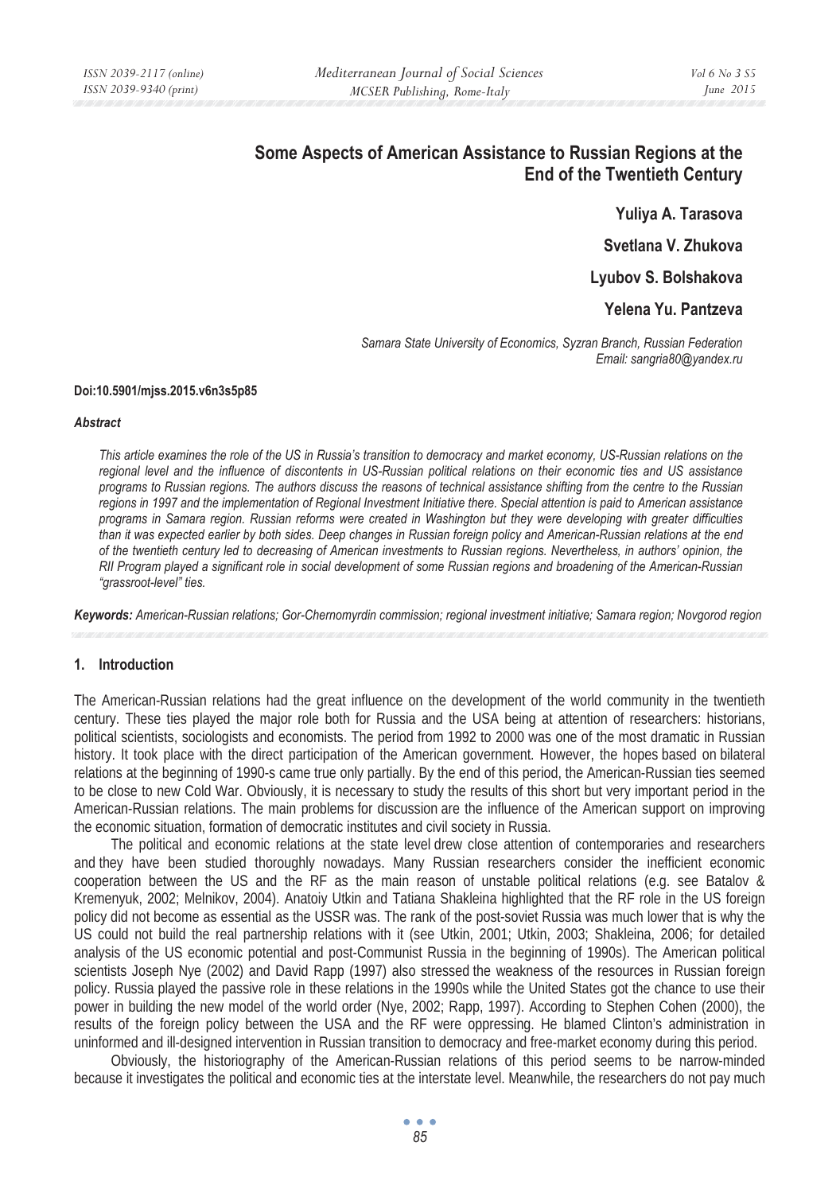# Some Aspects of American Assistance to Russian Regions at the End of the Twentieth Century

**Yuliya A. Tarasova**

**Svetlana V. Zhukova**

**Lyubov S. Bolshakova**

**Yelena Yu. Pantzeva**

*Samara State University of Economics, Syzran Branch, Russian Federation*
*Email: sangria80@yandex.ru*

**Doi:10.5901/mjss.2015.v6n3s5p85**

***Abstract***

*This article examines the role of the US in Russia's transition to democracy and market economy, US-Russian relations on the regional level and the influence of discontents in US-Russian political relations on their economic ties and US assistance programs to Russian regions. The authors discuss the reasons of technical assistance shifting from the centre to the Russian regions in 1997 and the implementation of Regional Investment Initiative there. Special attention is paid to American assistance programs in Samara region. Russian reforms were created in Washington but they were developing with greater difficulties than it was expected earlier by both sides. Deep changes in Russian foreign policy and American-Russian relations at the end of the twentieth century led to decreasing of American investments to Russian regions. Nevertheless, in authors' opinion, the RII Program played a significant role in social development of some Russian regions and broadening of the American-Russian "grassroot-level" ties.*

***Keywords:*** *American-Russian relations; Gor-Chernomyrdin commission; regional investment initiative; Samara region; Novgorod region*

## 1. Introduction

The American-Russian relations had the great influence on the development of the world community in the twentieth century. These ties played the major role both for Russia and the USA being at attention of researchers: historians, political scientists, sociologists and economists. The period from 1992 to 2000 was one of the most dramatic in Russian history. It took place with the direct participation of the American government. However, the hopes based on bilateral relations at the beginning of 1990-s came true only partially. By the end of this period, the American-Russian ties seemed to be close to new Cold War. Obviously, it is necessary to study the results of this short but very important period in the American-Russian relations. The main problems for discussion are the influence of the American support on improving the economic situation, formation of democratic institutes and civil society in Russia.

The political and economic relations at the state level drew close attention of contemporaries and researchers and they have been studied thoroughly nowadays. Many Russian researchers consider the inefficient economic cooperation between the US and the RF as the main reason of unstable political relations (e.g. see Batalov & Kremenyuk, 2002; Melnikov, 2004). Anatoiy Utkin and Tatiana Shakleina highlighted that the RF role in the US foreign policy did not become as essential as the USSR was. The rank of the post-soviet Russia was much lower that is why the US could not build the real partnership relations with it (see Utkin, 2001; Utkin, 2003; Shakleina, 2006; for detailed analysis of the US economic potential and post-Communist Russia in the beginning of 1990s). The American political scientists Joseph Nye (2002) and David Rapp (1997) also stressed the weakness of the resources in Russian foreign policy. Russia played the passive role in these relations in the 1990s while the United States got the chance to use their power in building the new model of the world order (Nye, 2002; Rapp, 1997). According to Stephen Cohen (2000), the results of the foreign policy between the USA and the RF were oppressing. He blamed Clinton's administration in uninformed and ill-designed intervention in Russian transition to democracy and free-market economy during this period.

Obviously, the historiography of the American-Russian relations of this period seems to be narrow-minded because it investigates the political and economic ties at the interstate level. Meanwhile, the researchers do not pay much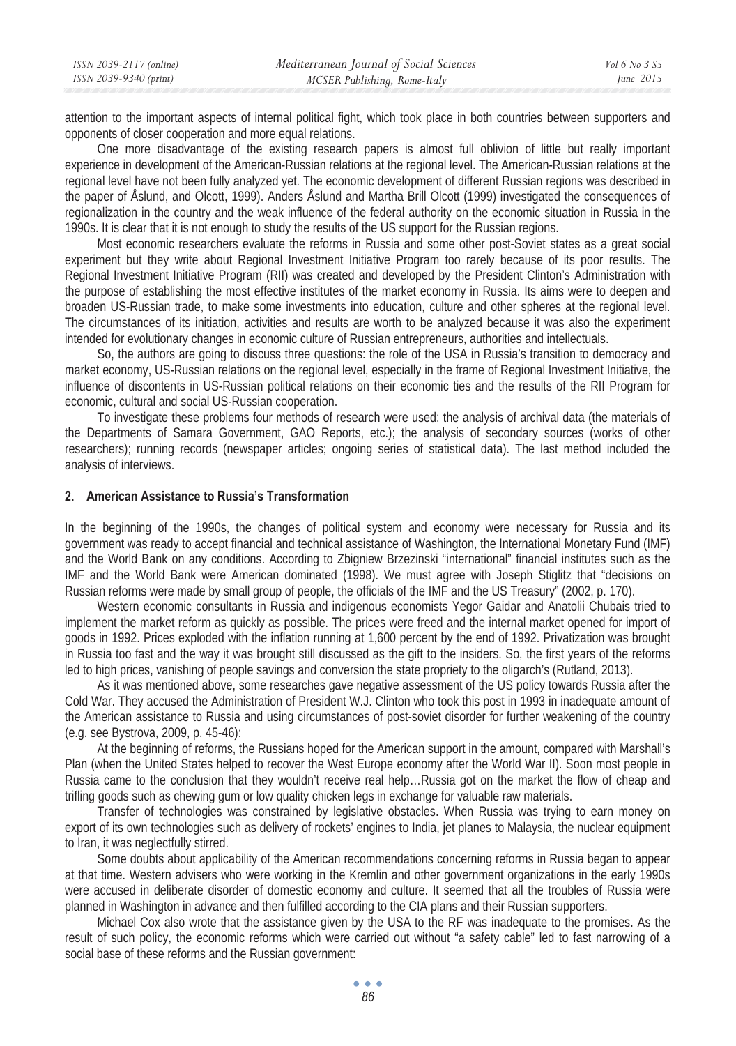attention to the important aspects of internal political fight, which took place in both countries between supporters and opponents of closer cooperation and more equal relations.

One more disadvantage of the existing research papers is almost full oblivion of little but really important experience in development of the American-Russian relations at the regional level. The American-Russian relations at the regional level have not been fully analyzed yet. The economic development of different Russian regions was described in the paper of Åslund, and Olcott, 1999). Anders Åslund and Martha Brill Olcott (1999) investigated the consequences of regionalization in the country and the weak influence of the federal authority on the economic situation in Russia in the 1990s. It is clear that it is not enough to study the results of the US support for the Russian regions.

Most economic researchers evaluate the reforms in Russia and some other post-Soviet states as a great social experiment but they write about Regional Investment Initiative Program too rarely because of its poor results. The Regional Investment Initiative Program (RII) was created and developed by the President Clinton's Administration with the purpose of establishing the most effective institutes of the market economy in Russia. Its aims were to deepen and broaden US-Russian trade, to make some investments into education, culture and other spheres at the regional level. The circumstances of its initiation, activities and results are worth to be analyzed because it was also the experiment intended for evolutionary changes in economic culture of Russian entrepreneurs, authorities and intellectuals.

So, the authors are going to discuss three questions: the role of the USA in Russia's transition to democracy and market economy, US-Russian relations on the regional level, especially in the frame of Regional Investment Initiative, the influence of discontents in US-Russian political relations on their economic ties and the results of the RII Program for economic, cultural and social US-Russian cooperation.

To investigate these problems four methods of research were used: the analysis of archival data (the materials of the Departments of Samara Government, GAO Reports, etc.); the analysis of secondary sources (works of other researchers); running records (newspaper articles; ongoing series of statistical data). The last method included the analysis of interviews.

## 2. American Assistance to Russia's Transformation

In the beginning of the 1990s, the changes of political system and economy were necessary for Russia and its government was ready to accept financial and technical assistance of Washington, the International Monetary Fund (IMF) and the World Bank on any conditions. According to Zbigniew Brzezinski "international" financial institutes such as the IMF and the World Bank were American dominated (1998). We must agree with Joseph Stiglitz that "decisions on Russian reforms were made by small group of people, the officials of the IMF and the US Treasury" (2002, p. 170).

Western economic consultants in Russia and indigenous economists Yegor Gaidar and Anatolii Chubais tried to implement the market reform as quickly as possible. The prices were freed and the internal market opened for import of goods in 1992. Prices exploded with the inflation running at 1,600 percent by the end of 1992. Privatization was brought in Russia too fast and the way it was brought still discussed as the gift to the insiders. So, the first years of the reforms led to high prices, vanishing of people savings and conversion the state propriety to the oligarch's (Rutland, 2013).

As it was mentioned above, some researches gave negative assessment of the US policy towards Russia after the Cold War. They accused the Administration of President W.J. Clinton who took this post in 1993 in inadequate amount of the American assistance to Russia and using circumstances of post-soviet disorder for further weakening of the country (e.g. see Bystrova, 2009, p. 45-46):

At the beginning of reforms, the Russians hoped for the American support in the amount, compared with Marshall's Plan (when the United States helped to recover the West Europe economy after the World War II). Soon most people in Russia came to the conclusion that they wouldn't receive real help…Russia got on the market the flow of cheap and trifling goods such as chewing gum or low quality chicken legs in exchange for valuable raw materials.

Transfer of technologies was constrained by legislative obstacles. When Russia was trying to earn money on export of its own technologies such as delivery of rockets' engines to India, jet planes to Malaysia, the nuclear equipment to Iran, it was neglectfully stirred.

Some doubts about applicability of the American recommendations concerning reforms in Russia began to appear at that time. Western advisers who were working in the Kremlin and other government organizations in the early 1990s were accused in deliberate disorder of domestic economy and culture. It seemed that all the troubles of Russia were planned in Washington in advance and then fulfilled according to the CIA plans and their Russian supporters.

Michael Cox also wrote that the assistance given by the USA to the RF was inadequate to the promises. As the result of such policy, the economic reforms which were carried out without "a safety cable" led to fast narrowing of a social base of these reforms and the Russian government: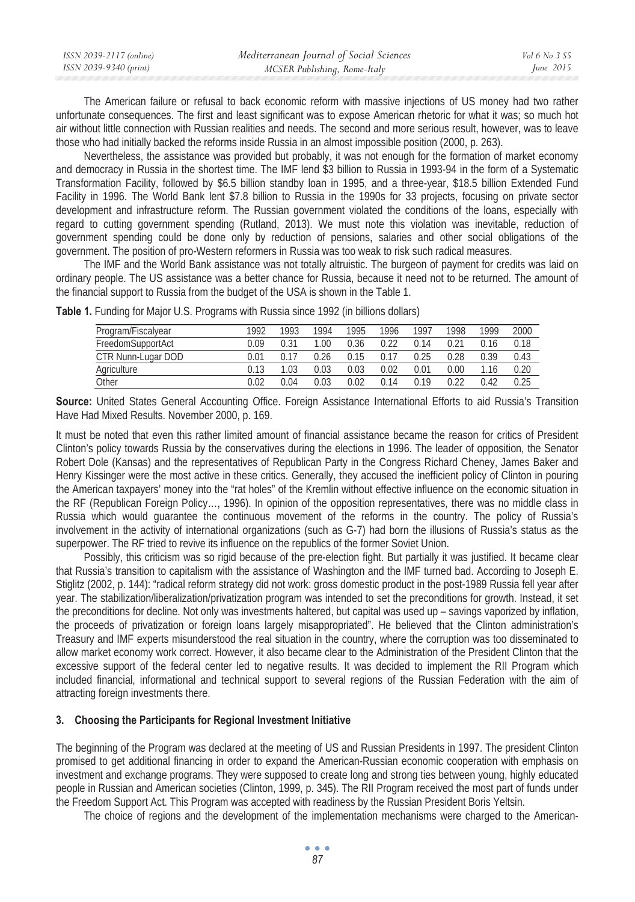The American failure or refusal to back economic reform with massive injections of US money had two rather unfortunate consequences. The first and least significant was to expose American rhetoric for what it was; so much hot air without little connection with Russian realities and needs. The second and more serious result, however, was to leave those who had initially backed the reforms inside Russia in an almost impossible position (2000, p. 263).

Nevertheless, the assistance was provided but probably, it was not enough for the formation of market economy and democracy in Russia in the shortest time. The IMF lend $3 billion to Russia in 1993-94 in the form of a Systematic Transformation Facility, followed by $6.5 billion standby loan in 1995, and a three-year, $18.5 billion Extended Fund Facility in 1996. The World Bank lent $7.8 billion to Russia in the 1990s for 33 projects, focusing on private sector development and infrastructure reform. The Russian government violated the conditions of the loans, especially with regard to cutting government spending (Rutland, 2013). We must note this violation was inevitable, reduction of government spending could be done only by reduction of pensions, salaries and other social obligations of the government. The position of pro-Western reformers in Russia was too weak to risk such radical measures.

The IMF and the World Bank assistance was not totally altruistic. The burgeon of payment for credits was laid on ordinary people. The US assistance was a better chance for Russia, because it need not to be returned. The amount of the financial support to Russia from the budget of the USA is shown in the Table 1.

**Table 1.** Funding for Major U.S. Programs with Russia since 1992 (in billions dollars)

| Program/Fiscalyear | 1992 | 1993 | 1994 | 1995 | 1996 | 1997 | 1998 | 1999 | 2000 |
|---|---|---|---|---|---|---|---|---|---|
| FreedomSupportAct | 0.09 | 0.31 | 1.00 | 0.36 | 0.22 | 0.14 | 0.21 | 0.16 | 0.18 |
| CTR Nunn-Lugar DOD | 0.01 | 0.17 | 0.26 | 0.15 | 0.17 | 0.25 | 0.28 | 0.39 | 0.43 |
| Agriculture | 0.13 | 1.03 | 0.03 | 0.03 | 0.02 | 0.01 | 0.00 | 1.16 | 0.20 |
| Other | 0.02 | 0.04 | 0.03 | 0.02 | 0.14 | 0.19 | 0.22 | 0.42 | 0.25 |

**Source:** United States General Accounting Office. Foreign Assistance International Efforts to aid Russia's Transition Have Had Mixed Results. November 2000, p. 169.

It must be noted that even this rather limited amount of financial assistance became the reason for critics of President Clinton's policy towards Russia by the conservatives during the elections in 1996. The leader of opposition, the Senator Robert Dole (Kansas) and the representatives of Republican Party in the Congress Richard Cheney, James Baker and Henry Kissinger were the most active in these critics. Generally, they accused the inefficient policy of Clinton in pouring the American taxpayers' money into the "rat holes" of the Kremlin without effective influence on the economic situation in the RF (Republican Foreign Policy…, 1996). In opinion of the opposition representatives, there was no middle class in Russia which would guarantee the continuous movement of the reforms in the country. The policy of Russia's involvement in the activity of international organizations (such as G-7) had born the illusions of Russia's status as the superpower. The RF tried to revive its influence on the republics of the former Soviet Union.

Possibly, this criticism was so rigid because of the pre-election fight. But partially it was justified. It became clear that Russia's transition to capitalism with the assistance of Washington and the IMF turned bad. According to Joseph E. Stiglitz (2002, p. 144): "radical reform strategy did not work: gross domestic product in the post-1989 Russia fell year after year. The stabilization/liberalization/privatization program was intended to set the preconditions for growth. Instead, it set the preconditions for decline. Not only was investments haltered, but capital was used up – savings vaporized by inflation, the proceeds of privatization or foreign loans largely misappropriated". He believed that the Clinton administration's Treasury and IMF experts misunderstood the real situation in the country, where the corruption was too disseminated to allow market economy work correct. However, it also became clear to the Administration of the President Clinton that the excessive support of the federal center led to negative results. It was decided to implement the RII Program which included financial, informational and technical support to several regions of the Russian Federation with the aim of attracting foreign investments there.

## 3. Choosing the Participants for Regional Investment Initiative

The beginning of the Program was declared at the meeting of US and Russian Presidents in 1997. The president Clinton promised to get additional financing in order to expand the American-Russian economic cooperation with emphasis on investment and exchange programs. They were supposed to create long and strong ties between young, highly educated people in Russian and American societies (Clinton, 1999, p. 345). The RII Program received the most part of funds under the Freedom Support Act. This Program was accepted with readiness by the Russian President Boris Yeltsin.

The choice of regions and the development of the implementation mechanisms were charged to the American-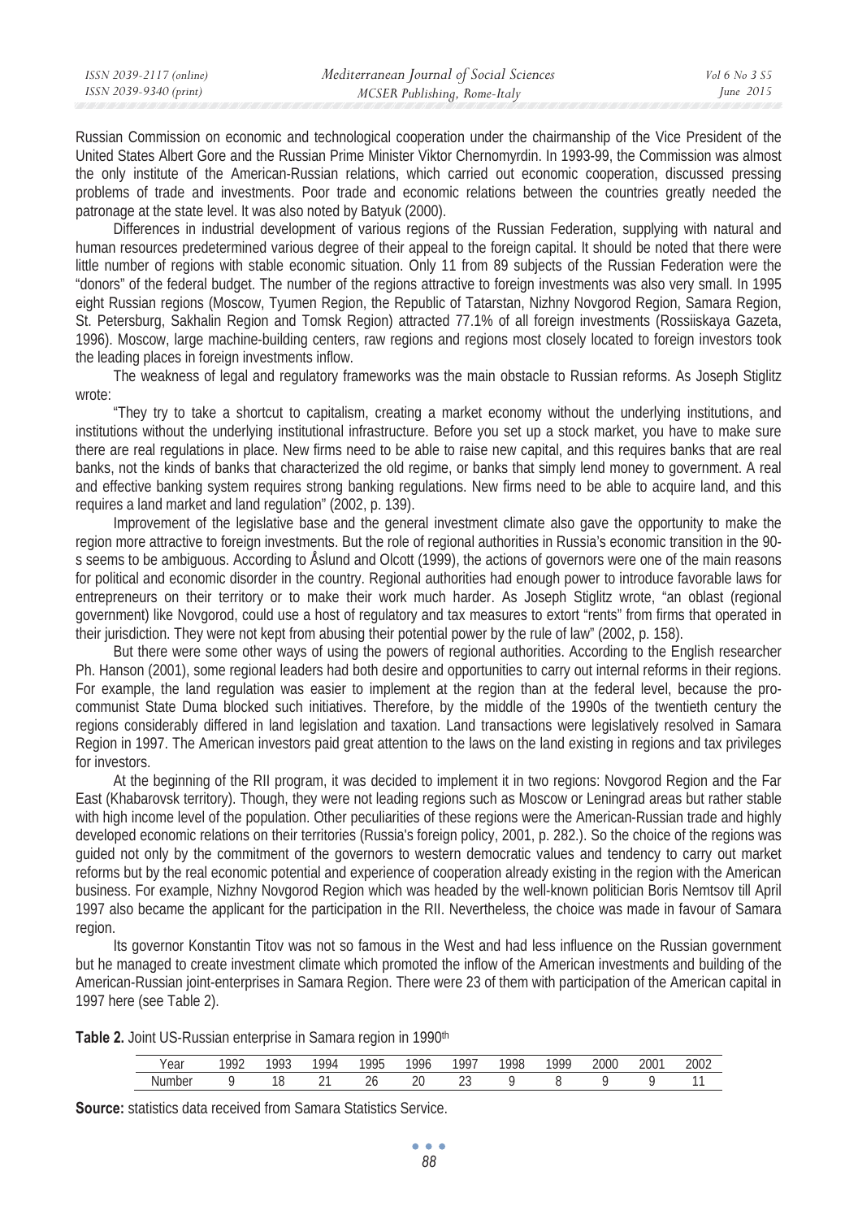Russian Commission on economic and technological cooperation under the chairmanship of the Vice President of the United States Albert Gore and the Russian Prime Minister Viktor Chernomyrdin. In 1993-99, the Commission was almost the only institute of the American-Russian relations, which carried out economic cooperation, discussed pressing problems of trade and investments. Poor trade and economic relations between the countries greatly needed the patronage at the state level. It was also noted by Batyuk (2000).

Differences in industrial development of various regions of the Russian Federation, supplying with natural and human resources predetermined various degree of their appeal to the foreign capital. It should be noted that there were little number of regions with stable economic situation. Only 11 from 89 subjects of the Russian Federation were the "donors" of the federal budget. The number of the regions attractive to foreign investments was also very small. In 1995 eight Russian regions (Moscow, Tyumen Region, the Republic of Tatarstan, Nizhny Novgorod Region, Samara Region, St. Petersburg, Sakhalin Region and Tomsk Region) attracted 77.1% of all foreign investments (Rossiiskaya Gazeta, 1996). Moscow, large machine-building centers, raw regions and regions most closely located to foreign investors took the leading places in foreign investments inflow.

The weakness of legal and regulatory frameworks was the main obstacle to Russian reforms. As Joseph Stiglitz wrote:

"They try to take a shortcut to capitalism, creating a market economy without the underlying institutions, and institutions without the underlying institutional infrastructure. Before you set up a stock market, you have to make sure there are real regulations in place. New firms need to be able to raise new capital, and this requires banks that are real banks, not the kinds of banks that characterized the old regime, or banks that simply lend money to government. A real and effective banking system requires strong banking regulations. New firms need to be able to acquire land, and this requires a land market and land regulation" (2002, p. 139).

Improvement of the legislative base and the general investment climate also gave the opportunity to make the region more attractive to foreign investments. But the role of regional authorities in Russia's economic transition in the 90-s seems to be ambiguous. According to Åslund and Olcott (1999), the actions of governors were one of the main reasons for political and economic disorder in the country. Regional authorities had enough power to introduce favorable laws for entrepreneurs on their territory or to make their work much harder. As Joseph Stiglitz wrote, "an oblast (regional government) like Novgorod, could use a host of regulatory and tax measures to extort "rents" from firms that operated in their jurisdiction. They were not kept from abusing their potential power by the rule of law" (2002, p. 158).

But there were some other ways of using the powers of regional authorities. According to the English researcher Ph. Hanson (2001), some regional leaders had both desire and opportunities to carry out internal reforms in their regions. For example, the land regulation was easier to implement at the region than at the federal level, because the pro-communist State Duma blocked such initiatives. Therefore, by the middle of the 1990s of the twentieth century the regions considerably differed in land legislation and taxation. Land transactions were legislatively resolved in Samara Region in 1997. The American investors paid great attention to the laws on the land existing in regions and tax privileges for investors.

At the beginning of the RII program, it was decided to implement it in two regions: Novgorod Region and the Far East (Khabarovsk territory). Though, they were not leading regions such as Moscow or Leningrad areas but rather stable with high income level of the population. Other peculiarities of these regions were the American-Russian trade and highly developed economic relations on their territories (Russia's foreign policy, 2001, p. 282.). So the choice of the regions was guided not only by the commitment of the governors to western democratic values and tendency to carry out market reforms but by the real economic potential and experience of cooperation already existing in the region with the American business. For example, Nizhny Novgorod Region which was headed by the well-known politician Boris Nemtsov till April 1997 also became the applicant for the participation in the RII. Nevertheless, the choice was made in favour of Samara region.

Its governor Konstantin Titov was not so famous in the West and had less influence on the Russian government but he managed to create investment climate which promoted the inflow of the American investments and building of the American-Russian joint-enterprises in Samara Region. There were 23 of them with participation of the American capital in 1997 here (see Table 2).

**Table 2.** Joint US-Russian enterprise in Samara region in 1990th

| Year | 1992 | 1993 | 1994 | 1995 | 1996 | 1997 | 1998 | 1999 | 2000 | 2001 | 2002 |
|---|---|---|---|---|---|---|---|---|---|---|---|
| Number | 9 | 18 | 21 | 26 | 20 | 23 | 9 | 8 | 9 | 9 | 11 |

**Source:** statistics data received from Samara Statistics Service.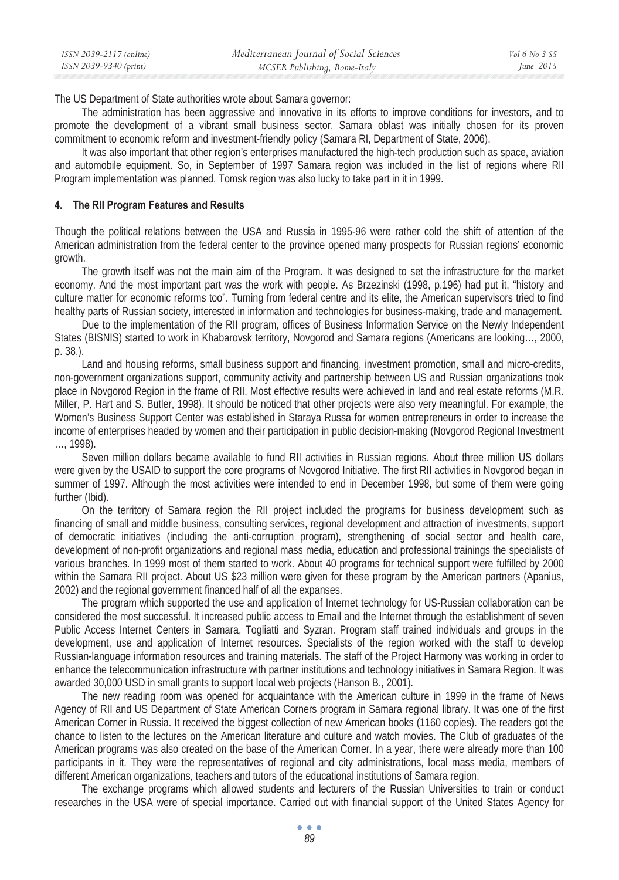The US Department of State authorities wrote about Samara governor:

The administration has been aggressive and innovative in its efforts to improve conditions for investors, and to promote the development of a vibrant small business sector. Samara oblast was initially chosen for its proven commitment to economic reform and investment-friendly policy (Samara RI, Department of State, 2006).

It was also important that other region's enterprises manufactured the high-tech production such as space, aviation and automobile equipment. So, in September of 1997 Samara region was included in the list of regions where RII Program implementation was planned. Tomsk region was also lucky to take part in it in 1999.

## 4. The RII Program Features and Results

Though the political relations between the USA and Russia in 1995-96 were rather cold the shift of attention of the American administration from the federal center to the province opened many prospects for Russian regions' economic growth.

The growth itself was not the main aim of the Program. It was designed to set the infrastructure for the market economy. And the most important part was the work with people. As Brzezinski (1998, p.196) had put it, "history and culture matter for economic reforms too". Turning from federal centre and its elite, the American supervisors tried to find healthy parts of Russian society, interested in information and technologies for business-making, trade and management.

Due to the implementation of the RII program, offices of Business Information Service on the Newly Independent States (BISNIS) started to work in Khabarovsk territory, Novgorod and Samara regions (Americans are looking…, 2000, p. 38.).

Land and housing reforms, small business support and financing, investment promotion, small and micro-credits, non-government organizations support, community activity and partnership between US and Russian organizations took place in Novgorod Region in the frame of RII. Most effective results were achieved in land and real estate reforms (M.R. Miller, P. Hart and S. Butler, 1998). It should be noticed that other projects were also very meaningful. For example, the Women's Business Support Center was established in Staraya Russa for women entrepreneurs in order to increase the income of enterprises headed by women and their participation in public decision-making (Novgorod Regional Investment …, 1998).

Seven million dollars became available to fund RII activities in Russian regions. About three million US dollars were given by the USAID to support the core programs of Novgorod Initiative. The first RII activities in Novgorod began in summer of 1997. Although the most activities were intended to end in December 1998, but some of them were going further (Ibid).

On the territory of Samara region the RII project included the programs for business development such as financing of small and middle business, consulting services, regional development and attraction of investments, support of democratic initiatives (including the anti-corruption program), strengthening of social sector and health care, development of non-profit organizations and regional mass media, education and professional trainings the specialists of various branches. In 1999 most of them started to work. About 40 programs for technical support were fulfilled by 2000 within the Samara RII project. About US $23 million were given for these program by the American partners (Apanius, 2002) and the regional government financed half of all the expanses.

The program which supported the use and application of Internet technology for US-Russian collaboration can be considered the most successful. It increased public access to Email and the Internet through the establishment of seven Public Access Internet Centers in Samara, Togliatti and Syzran. Program staff trained individuals and groups in the development, use and application of Internet resources. Specialists of the region worked with the staff to develop Russian-language information resources and training materials. The staff of the Project Harmony was working in order to enhance the telecommunication infrastructure with partner institutions and technology initiatives in Samara Region. It was awarded 30,000 USD in small grants to support local web projects (Hanson B., 2001).

The new reading room was opened for acquaintance with the American culture in 1999 in the frame of News Agency of RII and US Department of State American Corners program in Samara regional library. It was one of the first American Corner in Russia. It received the biggest collection of new American books (1160 copies). The readers got the chance to listen to the lectures on the American literature and culture and watch movies. The Club of graduates of the American programs was also created on the base of the American Corner. In a year, there were already more than 100 participants in it. They were the representatives of regional and city administrations, local mass media, members of different American organizations, teachers and tutors of the educational institutions of Samara region.

The exchange programs which allowed students and lecturers of the Russian Universities to train or conduct researches in the USA were of special importance. Carried out with financial support of the United States Agency for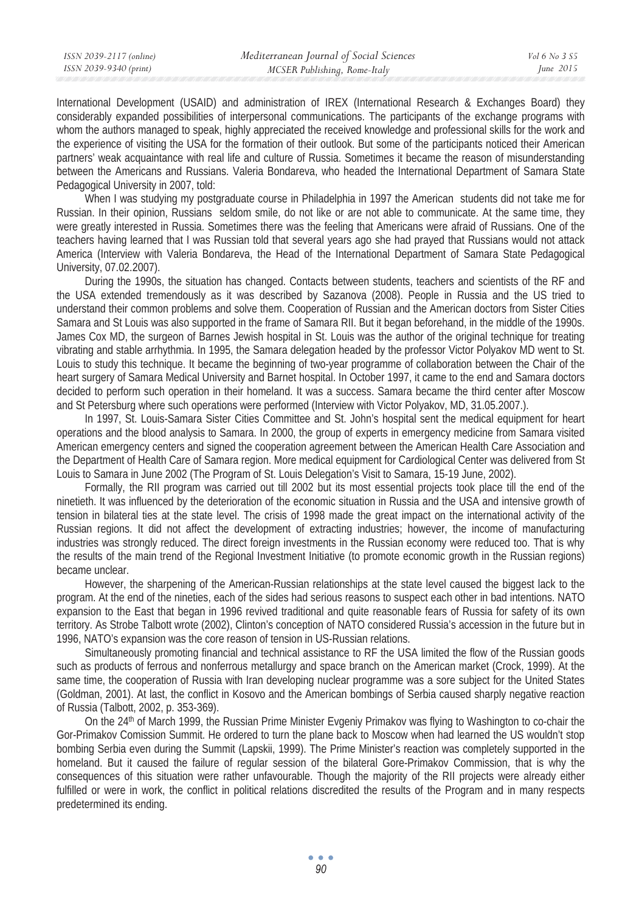International Development (USAID) and administration of IREX (International Research & Exchanges Board) they considerably expanded possibilities of interpersonal communications. The participants of the exchange programs with whom the authors managed to speak, highly appreciated the received knowledge and professional skills for the work and the experience of visiting the USA for the formation of their outlook. But some of the participants noticed their American partners' weak acquaintance with real life and culture of Russia. Sometimes it became the reason of misunderstanding between the Americans and Russians. Valeria Bondareva, who headed the International Department of Samara State Pedagogical University in 2007, told:

When I was studying my postgraduate course in Philadelphia in 1997 the American students did not take me for Russian. In their opinion, Russians seldom smile, do not like or are not able to communicate. At the same time, they were greatly interested in Russia. Sometimes there was the feeling that Americans were afraid of Russians. One of the teachers having learned that I was Russian told that several years ago she had prayed that Russians would not attack America (Interview with Valeria Bondareva, the Head of the International Department of Samara State Pedagogical University, 07.02.2007).

During the 1990s, the situation has changed. Contacts between students, teachers and scientists of the RF and the USA extended tremendously as it was described by Sazanova (2008). People in Russia and the US tried to understand their common problems and solve them. Cooperation of Russian and the American doctors from Sister Cities Samara and St Louis was also supported in the frame of Samara RII. But it began beforehand, in the middle of the 1990s. James Cox MD, the surgeon of Barnes Jewish hospital in St. Louis was the author of the original technique for treating vibrating and stable arrhythmia. In 1995, the Samara delegation headed by the professor Victor Polyakov MD went to St. Louis to study this technique. It became the beginning of two-year programme of collaboration between the Chair of the heart surgery of Samara Medical University and Barnet hospital. In October 1997, it came to the end and Samara doctors decided to perform such operation in their homeland. It was a success. Samara became the third center after Moscow and St Petersburg where such operations were performed (Interview with Victor Polyakov, MD, 31.05.2007.).

In 1997, St. Louis-Samara Sister Cities Committee and St. John's hospital sent the medical equipment for heart operations and the blood analysis to Samara. In 2000, the group of experts in emergency medicine from Samara visited American emergency centers and signed the cooperation agreement between the American Health Care Association and the Department of Health Care of Samara region. More medical equipment for Cardiological Center was delivered from St Louis to Samara in June 2002 (The Program of St. Louis Delegation's Visit to Samara, 15-19 June, 2002).

Formally, the RII program was carried out till 2002 but its most essential projects took place till the end of the ninetieth. It was influenced by the deterioration of the economic situation in Russia and the USA and intensive growth of tension in bilateral ties at the state level. The crisis of 1998 made the great impact on the international activity of the Russian regions. It did not affect the development of extracting industries; however, the income of manufacturing industries was strongly reduced. The direct foreign investments in the Russian economy were reduced too. That is why the results of the main trend of the Regional Investment Initiative (to promote economic growth in the Russian regions) became unclear.

However, the sharpening of the American-Russian relationships at the state level caused the biggest lack to the program. At the end of the nineties, each of the sides had serious reasons to suspect each other in bad intentions. NATO expansion to the East that began in 1996 revived traditional and quite reasonable fears of Russia for safety of its own territory. As Strobe Talbott wrote (2002), Clinton's conception of NATO considered Russia's accession in the future but in 1996, NATO's expansion was the core reason of tension in US-Russian relations.

Simultaneously promoting financial and technical assistance to RF the USA limited the flow of the Russian goods such as products of ferrous and nonferrous metallurgy and space branch on the American market (Crock, 1999). At the same time, the cooperation of Russia with Iran developing nuclear programme was a sore subject for the United States (Goldman, 2001). At last, the conflict in Kosovo and the American bombings of Serbia caused sharply negative reaction of Russia (Talbott, 2002, p. 353-369).

On the 24th of March 1999, the Russian Prime Minister Evgeniy Primakov was flying to Washington to co-chair the Gor-Primakov Comission Summit. He ordered to turn the plane back to Moscow when had learned the US wouldn't stop bombing Serbia even during the Summit (Lapskii, 1999). The Prime Minister's reaction was completely supported in the homeland. But it caused the failure of regular session of the bilateral Gore-Primakov Commission, that is why the consequences of this situation were rather unfavourable. Though the majority of the RII projects were already either fulfilled or were in work, the conflict in political relations discredited the results of the Program and in many respects predetermined its ending.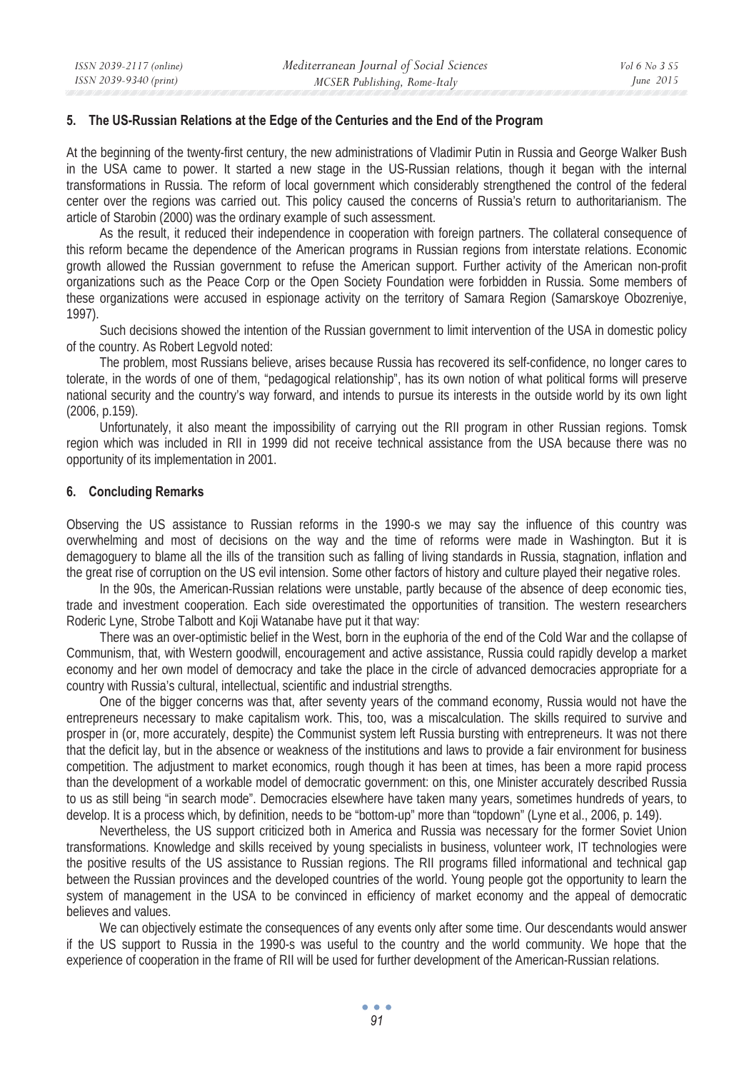## 5. The US-Russian Relations at the Edge of the Centuries and the End of the Program

At the beginning of the twenty-first century, the new administrations of Vladimir Putin in Russia and George Walker Bush in the USA came to power. It started a new stage in the US-Russian relations, though it began with the internal transformations in Russia. The reform of local government which considerably strengthened the control of the federal center over the regions was carried out. This policy caused the concerns of Russia's return to authoritarianism. The article of Starobin (2000) was the ordinary example of such assessment.

As the result, it reduced their independence in cooperation with foreign partners. The collateral consequence of this reform became the dependence of the American programs in Russian regions from interstate relations. Economic growth allowed the Russian government to refuse the American support. Further activity of the American non-profit organizations such as the Peace Corp or the Open Society Foundation were forbidden in Russia. Some members of these organizations were accused in espionage activity on the territory of Samara Region (Samarskoye Obozreniye, 1997).

Such decisions showed the intention of the Russian government to limit intervention of the USA in domestic policy of the country. As Robert Legvold noted:

The problem, most Russians believe, arises because Russia has recovered its self-confidence, no longer cares to tolerate, in the words of one of them, "pedagogical relationship", has its own notion of what political forms will preserve national security and the country's way forward, and intends to pursue its interests in the outside world by its own light (2006, p.159).

Unfortunately, it also meant the impossibility of carrying out the RII program in other Russian regions. Tomsk region which was included in RII in 1999 did not receive technical assistance from the USA because there was no opportunity of its implementation in 2001.

## 6. Concluding Remarks

Observing the US assistance to Russian reforms in the 1990-s we may say the influence of this country was overwhelming and most of decisions on the way and the time of reforms were made in Washington. But it is demagoguery to blame all the ills of the transition such as falling of living standards in Russia, stagnation, inflation and the great rise of corruption on the US evil intension. Some other factors of history and culture played their negative roles.

In the 90s, the American-Russian relations were unstable, partly because of the absence of deep economic ties, trade and investment cooperation. Each side overestimated the opportunities of transition. The western researchers Roderic Lyne, Strobe Talbott and Koji Watanabe have put it that way:

There was an over-optimistic belief in the West, born in the euphoria of the end of the Cold War and the collapse of Communism, that, with Western goodwill, encouragement and active assistance, Russia could rapidly develop a market economy and her own model of democracy and take the place in the circle of advanced democracies appropriate for a country with Russia's cultural, intellectual, scientific and industrial strengths.

One of the bigger concerns was that, after seventy years of the command economy, Russia would not have the entrepreneurs necessary to make capitalism work. This, too, was a miscalculation. The skills required to survive and prosper in (or, more accurately, despite) the Communist system left Russia bursting with entrepreneurs. It was not there that the deficit lay, but in the absence or weakness of the institutions and laws to provide a fair environment for business competition. The adjustment to market economics, rough though it has been at times, has been a more rapid process than the development of a workable model of democratic government: on this, one Minister accurately described Russia to us as still being "in search mode". Democracies elsewhere have taken many years, sometimes hundreds of years, to develop. It is a process which, by definition, needs to be "bottom-up" more than "topdown" (Lyne et al., 2006, p. 149).

Nevertheless, the US support criticized both in America and Russia was necessary for the former Soviet Union transformations. Knowledge and skills received by young specialists in business, volunteer work, IT technologies were the positive results of the US assistance to Russian regions. The RII programs filled informational and technical gap between the Russian provinces and the developed countries of the world. Young people got the opportunity to learn the system of management in the USA to be convinced in efficiency of market economy and the appeal of democratic believes and values.

We can objectively estimate the consequences of any events only after some time. Our descendants would answer if the US support to Russia in the 1990-s was useful to the country and the world community. We hope that the experience of cooperation in the frame of RII will be used for further development of the American-Russian relations.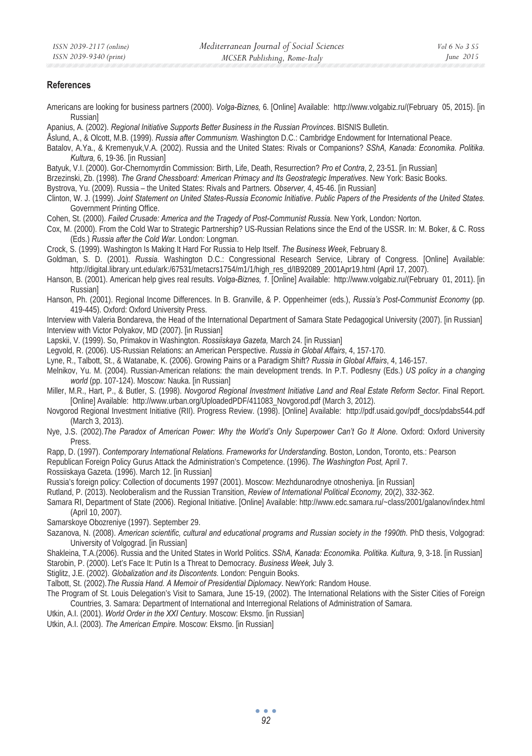## References

Americans are looking for business partners (2000). *Volga-Biznes,* 6. [Online] Available: http://www.volgabiz.ru/(February 05, 2015). [in Russian]

Apanius, A. (2002). *Regional Initiative Supports Better Business in the Russian Provinces*. BISNIS Bulletin.

Åslund, A., & Olcott, M.B. (1999). *Russia after Communism.* Washington D.C.: Cambridge Endowment for International Peace.

Batalov, A.Ya., & Kremenyuk,V.A. (2002). Russia and the United States: Rivals or Companions? *SShA, Kanada: Economika. Politika. Kultura,* 6, 19-36. [in Russian]

Batyuk, V.I. (2000). Gor-Chernomyrdin Commission: Birth, Life, Death, Resurrection? *Pro et Contra*, 2, 23-51. [in Russian]

Brzezinski, Zb. (1998). *The Grand Chessboard: American Primacy and Its Geostrategic Imperatives*. New York: Basic Books.

Bystrova, Yu. (2009). Russia – the United States: Rivals and Partners. *Observer,* 4, 45-46. [in Russian]

Clinton, W. J. (1999). *Joint Statement on United States-Russia Economic Initiative*. *Public Papers of the Presidents of the United States.* Government Printing Office.

Cohen, St. (2000). *Failed Crusade: America and the Tragedy of Post-Communist Russia.* New York, London*:* Norton.

Cox, M. (2000). From the Cold War to Strategic Partnership? US-Russian Relations since the End of the USSR. In: M. Boker, & C. Ross (Eds.) *Russia after the Cold War.* London: Longman.

Crock, S. (1999). Washington Is Making It Hard For Russia to Help Itself. *The Business Week*, February 8.

Goldman, S. D. (2001). *Russia.* Washington D.C.: Congressional Research Service, Library of Congress. [Online] Available: http://digital.library.unt.edu/ark:/67531/metacrs1754/m1/1/high_res_d/IB92089_2001Apr19.html (April 17, 2007).

Hanson, B. (2001). American help gives real results. *Volga-Biznes, 1.* [Online] Available: http://www.volgabiz.ru/(February 01, 2011). [in Russian]

Hanson, Ph. (2001). Regional Income Differences. In B. Granville, & P. Oppenheimer (eds.), *Russia's Post-Communist Economy* (pp. 419-445). Oxford: Oxford University Press.

Interview with Valeria Bondareva, the Head of the International Department of Samara State Pedagogical University (2007). [in Russian]

Interview with Victor Polyakov, MD (2007). [in Russian]

Lapskii, V. (1999). So, Primakov in Washington. *Rossiiskaya Gazeta,* March 24. [in Russian]

Legvold, R. (2006). US-Russian Relations: an American Perspective. *Russia in Global Affairs*, 4, 157-170.

Lyne, R., Talbott, St., & Watanabe, K. (2006). Growing Pains or a Paradigm Shift? *Russia in Global Affairs*, 4, 146-157.

Melnikov, Yu. M. (2004). Russian-American relations: the main development trends. In P.T. Podlesny (Eds.) *US policy in a changing world* (pp. 107-124). Moscow: Nauka. [in Russian]

Miller, M.R., Hart, P., & Butler, S. (1998). *Novgorod Regional Investment Initiative Land and Real Estate Reform Sector*. Final Report. [Online] Available: http://www.urban.org/UploadedPDF/411083_Novgorod.pdf (March 3, 2012).

Novgorod Regional Investment Initiative (RII). Progress Review. (1998). [Online] Available: http://pdf.usaid.gov/pdf_docs/pdabs544.pdf (March 3, 2013).

Nye, J.S. (2002).*The Paradox of American Power: Why the World's Only Superpower Can't Go It Alone*. Oxford: Oxford University Press.

Rapp, D. (1997). *Contemporary International Relations. Frameworks for Understanding*. Boston, London, Toronto, ets.: Pearson

Republican Foreign Policy Gurus Attack the Administration's Competence. (1996). *The Washington Post,* April 7.

Rossiiskaya Gazeta. (1996). March 12. [in Russian]

Russia's foreign policy: Collection of documents 1997 (2001). Moscow: Mezhdunarodnye otnosheniya. [in Russian]

Rutland, P. (2013). Neoloberalism and the Russian Transition, *Review of International Political Economy,* 20(2), 332-362.

Samara RI, Department of State (2006). Regional Initiative. [Online] Available: http://www.edc.samara.ru/~class/2001/galanov/index.html (April 10, 2007).

Samarskoye Obozreniye (1997). September 29.

Sazanova, N. (2008). *American scientific, cultural and educational programs and Russian society in the 1990th*. PhD thesis, Volgograd: University of Volgograd. [in Russian]

Shakleina, T.A.(2006). Russia and the United States in World Politics. *SShA, Kanada: Economika. Politika. Kultura,* 9, 3-18. [in Russian]

Starobin, P. (2000). Let's Face It: Putin Is a Threat to Democracy. *Business Week,* July 3.

Stiglitz, J.E. (2002). *Globalization and its Discontents.* London: Penguin Books.

Talbott, St. (2002).*The Russia Hand. A Memoir of Presidential Diplomacy*. NewYork: Random House.

The Program of St. Louis Delegation's Visit to Samara, June 15-19, (2002). The International Relations with the Sister Cities of Foreign Countries, 3. Samara: Department of International and Interregional Relations of Administration of Samara.

Utkin, A.I. (2001). *World Order in the XXI Century*. Moscow: Eksmo. [in Russian]

Utkin, A.I. (2003). *The American Empire.* Moscow: Eksmo. [in Russian]